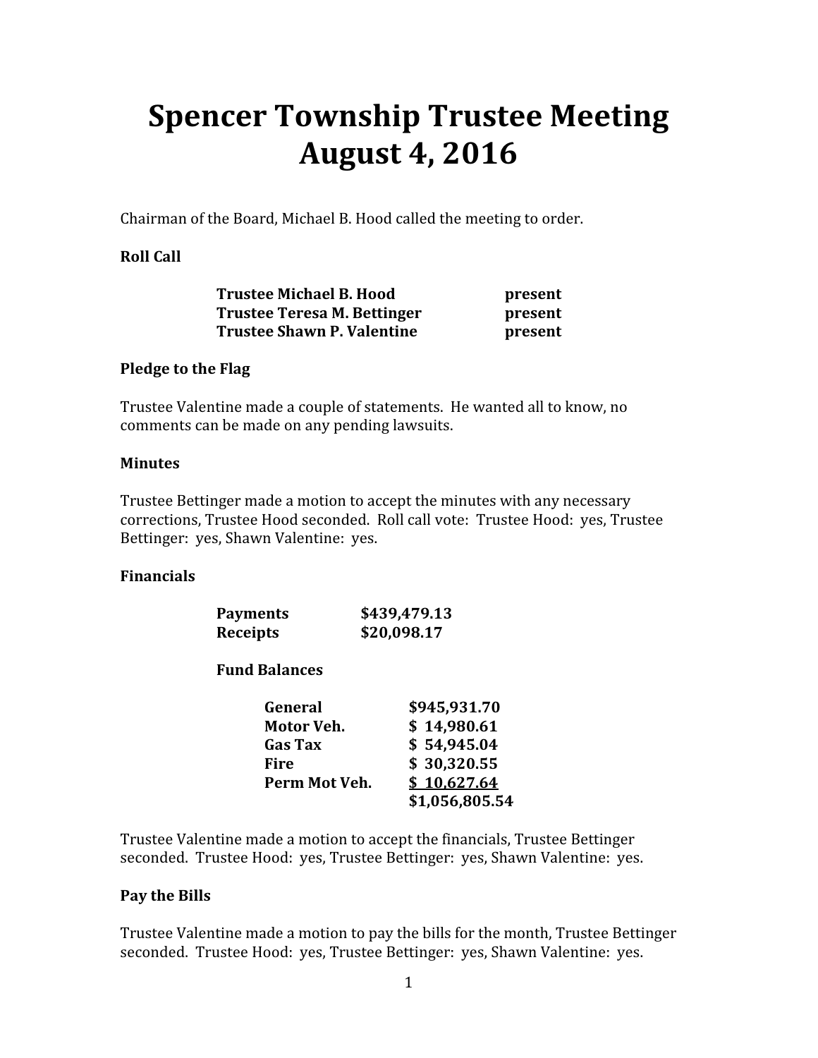# Spencer Township Trustee Meeting
# August 4, 2016

Chairman of the Board, Michael B. Hood called the meeting to order.

**Roll Call**

| | |
|---|---|
| **Trustee Michael B. Hood** | **present** |
| **Trustee Teresa M. Bettinger** | **present** |
| **Trustee Shawn P. Valentine** | **present** |

**Pledge to the Flag**

Trustee Valentine made a couple of statements. He wanted all to know, no comments can be made on any pending lawsuits.

**Minutes**

Trustee Bettinger made a motion to accept the minutes with any necessary corrections, Trustee Hood seconded. Roll call vote: Trustee Hood: yes, Trustee Bettinger: yes, Shawn Valentine: yes.

**Financials**

| | |
|---|---|
| **Payments** | **$439,479.13** |
| **Receipts** | **$20,098.17** |

**Fund Balances**

| | |
|---|---|
| **General** | **$945,931.70** |
| **Motor Veh.** | **$ 14,980.61** |
| **Gas Tax** | **$ 54,945.04** |
| **Fire** | **$ 30,320.55** |
| **Perm Mot Veh.** | **$ 10,627.64** |
| | **$1,056,805.54** |

Trustee Valentine made a motion to accept the financials, Trustee Bettinger seconded. Trustee Hood: yes, Trustee Bettinger: yes, Shawn Valentine: yes.

**Pay the Bills**

Trustee Valentine made a motion to pay the bills for the month, Trustee Bettinger seconded. Trustee Hood: yes, Trustee Bettinger: yes, Shawn Valentine: yes.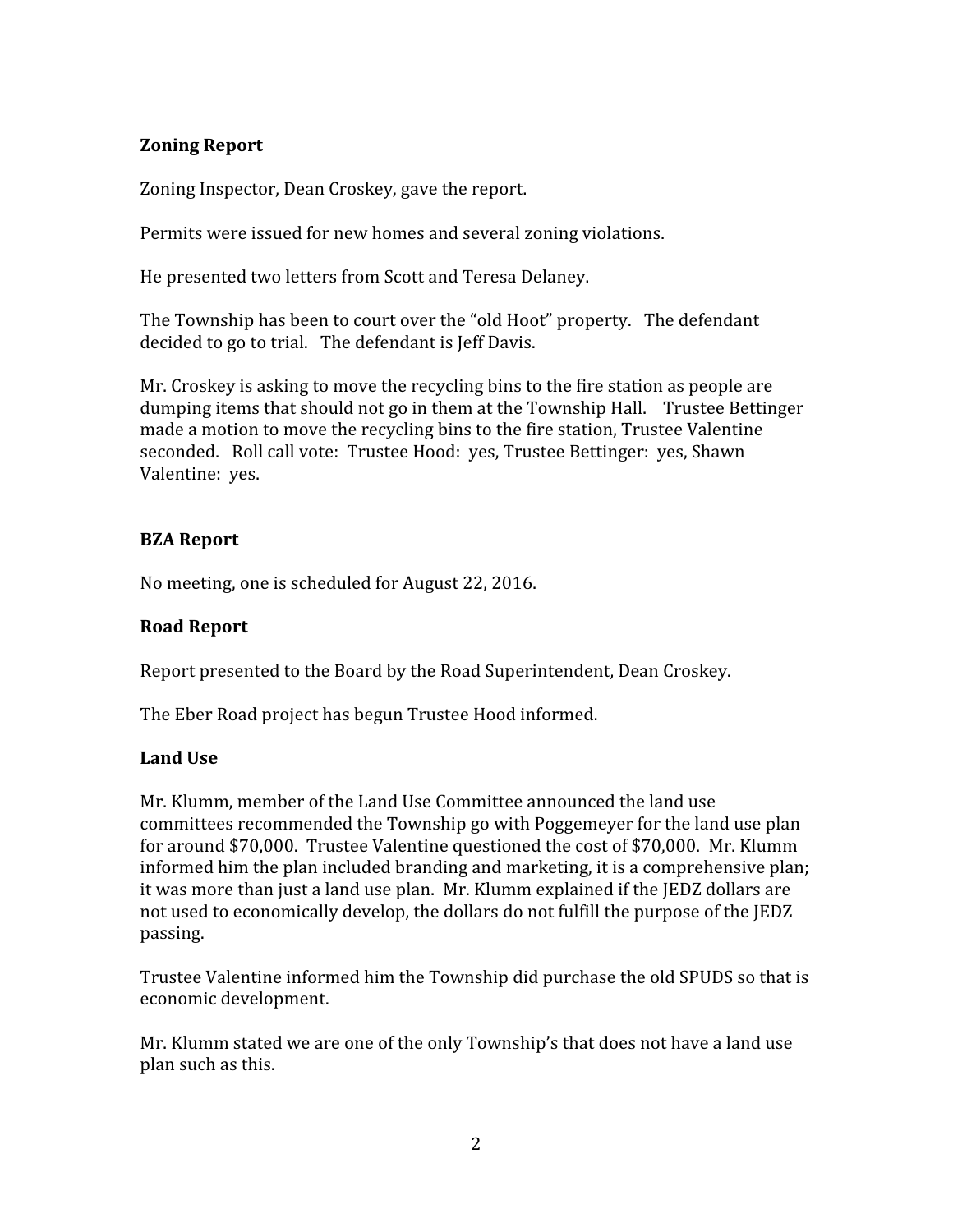**Zoning Report**

Zoning Inspector, Dean Croskey, gave the report.

Permits were issued for new homes and several zoning violations.

He presented two letters from Scott and Teresa Delaney.

The Township has been to court over the "old Hoot" property. The defendant decided to go to trial. The defendant is Jeff Davis.

Mr. Croskey is asking to move the recycling bins to the fire station as people are dumping items that should not go in them at the Township Hall. Trustee Bettinger made a motion to move the recycling bins to the fire station, Trustee Valentine seconded. Roll call vote: Trustee Hood: yes, Trustee Bettinger: yes, Shawn Valentine: yes.

**BZA Report**

No meeting, one is scheduled for August 22, 2016.

**Road Report**

Report presented to the Board by the Road Superintendent, Dean Croskey.

The Eber Road project has begun Trustee Hood informed.

**Land Use**

Mr. Klumm, member of the Land Use Committee announced the land use committees recommended the Township go with Poggemeyer for the land use plan for around $70,000. Trustee Valentine questioned the cost of $70,000. Mr. Klumm informed him the plan included branding and marketing, it is a comprehensive plan; it was more than just a land use plan. Mr. Klumm explained if the JEDZ dollars are not used to economically develop, the dollars do not fulfill the purpose of the JEDZ passing.

Trustee Valentine informed him the Township did purchase the old SPUDS so that is economic development.

Mr. Klumm stated we are one of the only Township's that does not have a land use plan such as this.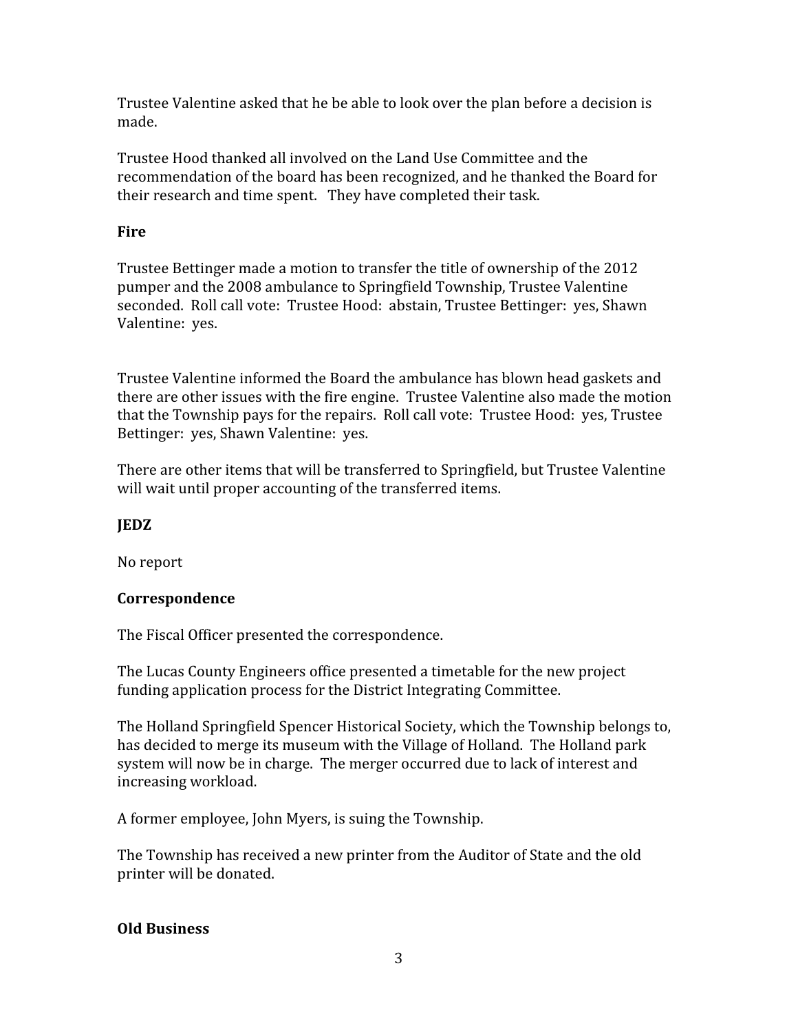Trustee Valentine asked that he be able to look over the plan before a decision is made.

Trustee Hood thanked all involved on the Land Use Committee and the recommendation of the board has been recognized, and he thanked the Board for their research and time spent. They have completed their task.

**Fire**

Trustee Bettinger made a motion to transfer the title of ownership of the 2012 pumper and the 2008 ambulance to Springfield Township, Trustee Valentine seconded. Roll call vote: Trustee Hood: abstain, Trustee Bettinger: yes, Shawn Valentine: yes.

Trustee Valentine informed the Board the ambulance has blown head gaskets and there are other issues with the fire engine. Trustee Valentine also made the motion that the Township pays for the repairs. Roll call vote: Trustee Hood: yes, Trustee Bettinger: yes, Shawn Valentine: yes.

There are other items that will be transferred to Springfield, but Trustee Valentine will wait until proper accounting of the transferred items.

**JEDZ**

No report

**Correspondence**

The Fiscal Officer presented the correspondence.

The Lucas County Engineers office presented a timetable for the new project funding application process for the District Integrating Committee.

The Holland Springfield Spencer Historical Society, which the Township belongs to, has decided to merge its museum with the Village of Holland. The Holland park system will now be in charge. The merger occurred due to lack of interest and increasing workload.

A former employee, John Myers, is suing the Township.

The Township has received a new printer from the Auditor of State and the old printer will be donated.

**Old Business**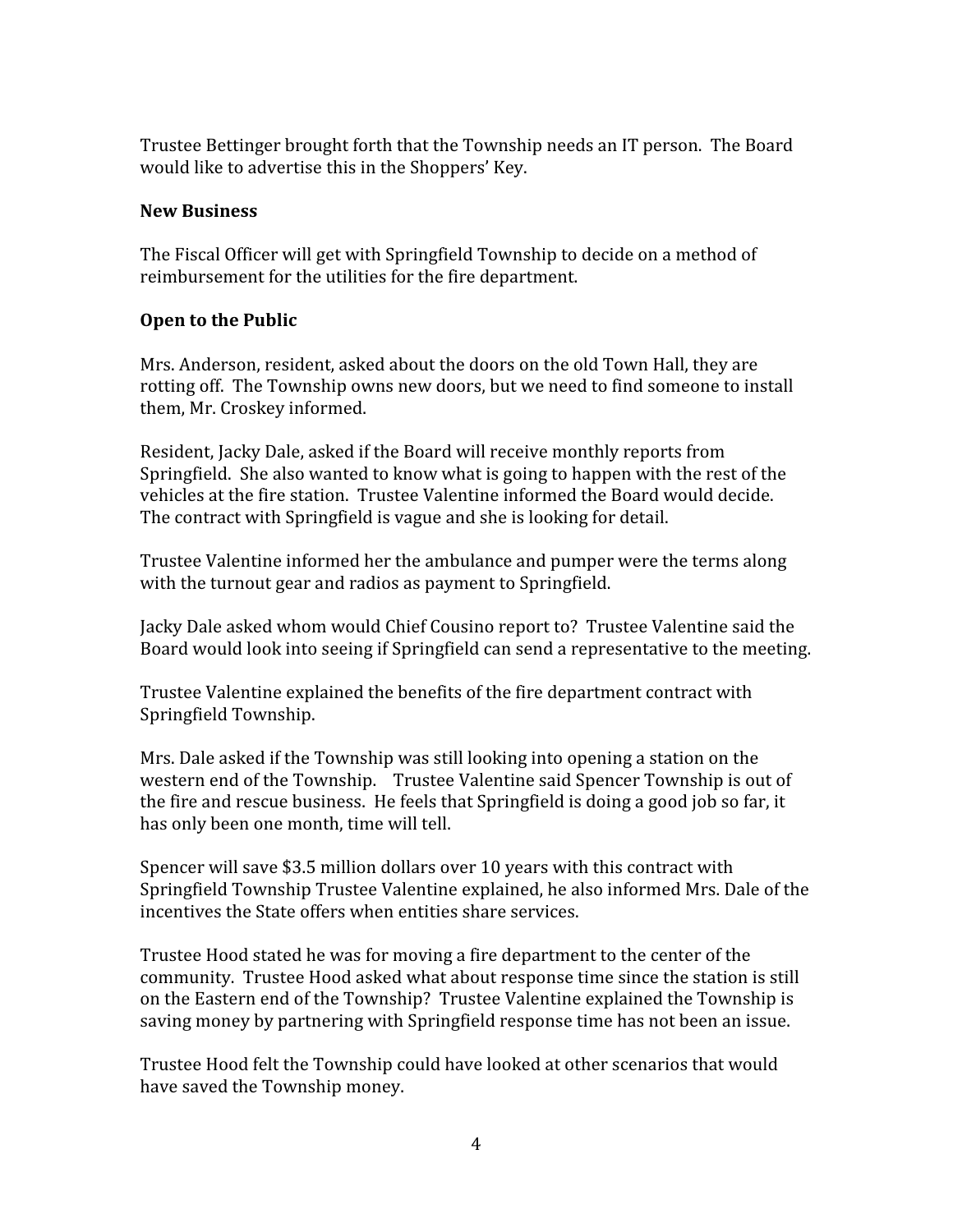Trustee Bettinger brought forth that the Township needs an IT person. The Board would like to advertise this in the Shoppers' Key.

**New Business**

The Fiscal Officer will get with Springfield Township to decide on a method of reimbursement for the utilities for the fire department.

**Open to the Public**

Mrs. Anderson, resident, asked about the doors on the old Town Hall, they are rotting off. The Township owns new doors, but we need to find someone to install them, Mr. Croskey informed.

Resident, Jacky Dale, asked if the Board will receive monthly reports from Springfield. She also wanted to know what is going to happen with the rest of the vehicles at the fire station. Trustee Valentine informed the Board would decide. The contract with Springfield is vague and she is looking for detail.

Trustee Valentine informed her the ambulance and pumper were the terms along with the turnout gear and radios as payment to Springfield.

Jacky Dale asked whom would Chief Cousino report to? Trustee Valentine said the Board would look into seeing if Springfield can send a representative to the meeting.

Trustee Valentine explained the benefits of the fire department contract with Springfield Township.

Mrs. Dale asked if the Township was still looking into opening a station on the western end of the Township. Trustee Valentine said Spencer Township is out of the fire and rescue business. He feels that Springfield is doing a good job so far, it has only been one month, time will tell.

Spencer will save $3.5 million dollars over 10 years with this contract with Springfield Township Trustee Valentine explained, he also informed Mrs. Dale of the incentives the State offers when entities share services.

Trustee Hood stated he was for moving a fire department to the center of the community. Trustee Hood asked what about response time since the station is still on the Eastern end of the Township? Trustee Valentine explained the Township is saving money by partnering with Springfield response time has not been an issue.

Trustee Hood felt the Township could have looked at other scenarios that would have saved the Township money.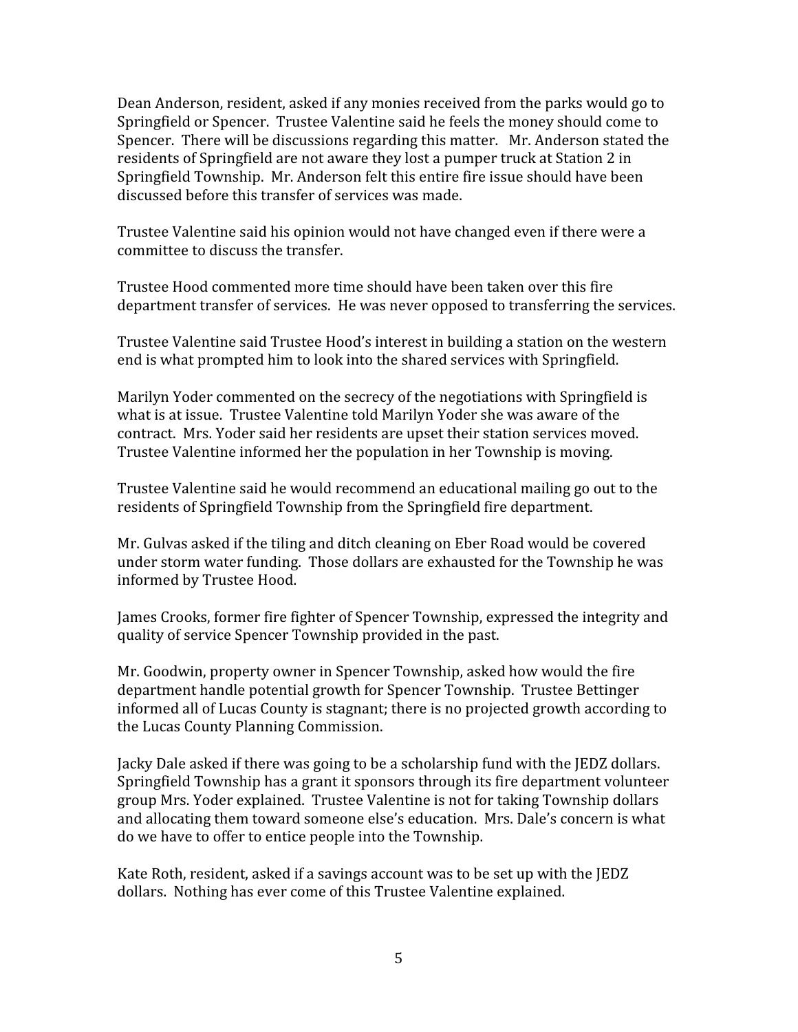Dean Anderson, resident, asked if any monies received from the parks would go to Springfield or Spencer. Trustee Valentine said he feels the money should come to Spencer. There will be discussions regarding this matter. Mr. Anderson stated the residents of Springfield are not aware they lost a pumper truck at Station 2 in Springfield Township. Mr. Anderson felt this entire fire issue should have been discussed before this transfer of services was made.

Trustee Valentine said his opinion would not have changed even if there were a committee to discuss the transfer.

Trustee Hood commented more time should have been taken over this fire department transfer of services. He was never opposed to transferring the services.

Trustee Valentine said Trustee Hood's interest in building a station on the western end is what prompted him to look into the shared services with Springfield.

Marilyn Yoder commented on the secrecy of the negotiations with Springfield is what is at issue. Trustee Valentine told Marilyn Yoder she was aware of the contract. Mrs. Yoder said her residents are upset their station services moved. Trustee Valentine informed her the population in her Township is moving.

Trustee Valentine said he would recommend an educational mailing go out to the residents of Springfield Township from the Springfield fire department.

Mr. Gulvas asked if the tiling and ditch cleaning on Eber Road would be covered under storm water funding. Those dollars are exhausted for the Township he was informed by Trustee Hood.

James Crooks, former fire fighter of Spencer Township, expressed the integrity and quality of service Spencer Township provided in the past.

Mr. Goodwin, property owner in Spencer Township, asked how would the fire department handle potential growth for Spencer Township. Trustee Bettinger informed all of Lucas County is stagnant; there is no projected growth according to the Lucas County Planning Commission.

Jacky Dale asked if there was going to be a scholarship fund with the JEDZ dollars. Springfield Township has a grant it sponsors through its fire department volunteer group Mrs. Yoder explained. Trustee Valentine is not for taking Township dollars and allocating them toward someone else's education. Mrs. Dale's concern is what do we have to offer to entice people into the Township.

Kate Roth, resident, asked if a savings account was to be set up with the JEDZ dollars. Nothing has ever come of this Trustee Valentine explained.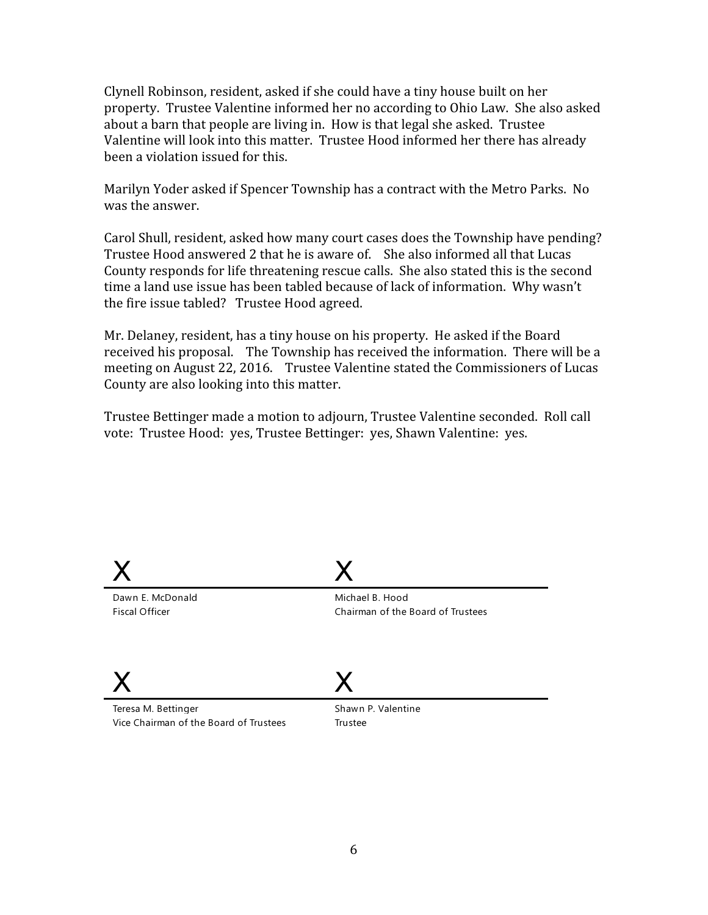Clynell Robinson, resident, asked if she could have a tiny house built on her property. Trustee Valentine informed her no according to Ohio Law. She also asked about a barn that people are living in. How is that legal she asked. Trustee Valentine will look into this matter. Trustee Hood informed her there has already been a violation issued for this.

Marilyn Yoder asked if Spencer Township has a contract with the Metro Parks. No was the answer.

Carol Shull, resident, asked how many court cases does the Township have pending? Trustee Hood answered 2 that he is aware of. She also informed all that Lucas County responds for life threatening rescue calls. She also stated this is the second time a land use issue has been tabled because of lack of information. Why wasn't the fire issue tabled? Trustee Hood agreed.

Mr. Delaney, resident, has a tiny house on his property. He asked if the Board received his proposal. The Township has received the information. There will be a meeting on August 22, 2016. Trustee Valentine stated the Commissioners of Lucas County are also looking into this matter.

Trustee Bettinger made a motion to adjourn, Trustee Valentine seconded. Roll call vote: Trustee Hood: yes, Trustee Bettinger: yes, Shawn Valentine: yes.

X

Dawn E. McDonald
Fiscal Officer

X

Michael B. Hood
Chairman of the Board of Trustees

X

Teresa M. Bettinger
Vice Chairman of the Board of Trustees

X

Shawn P. Valentine
Trustee